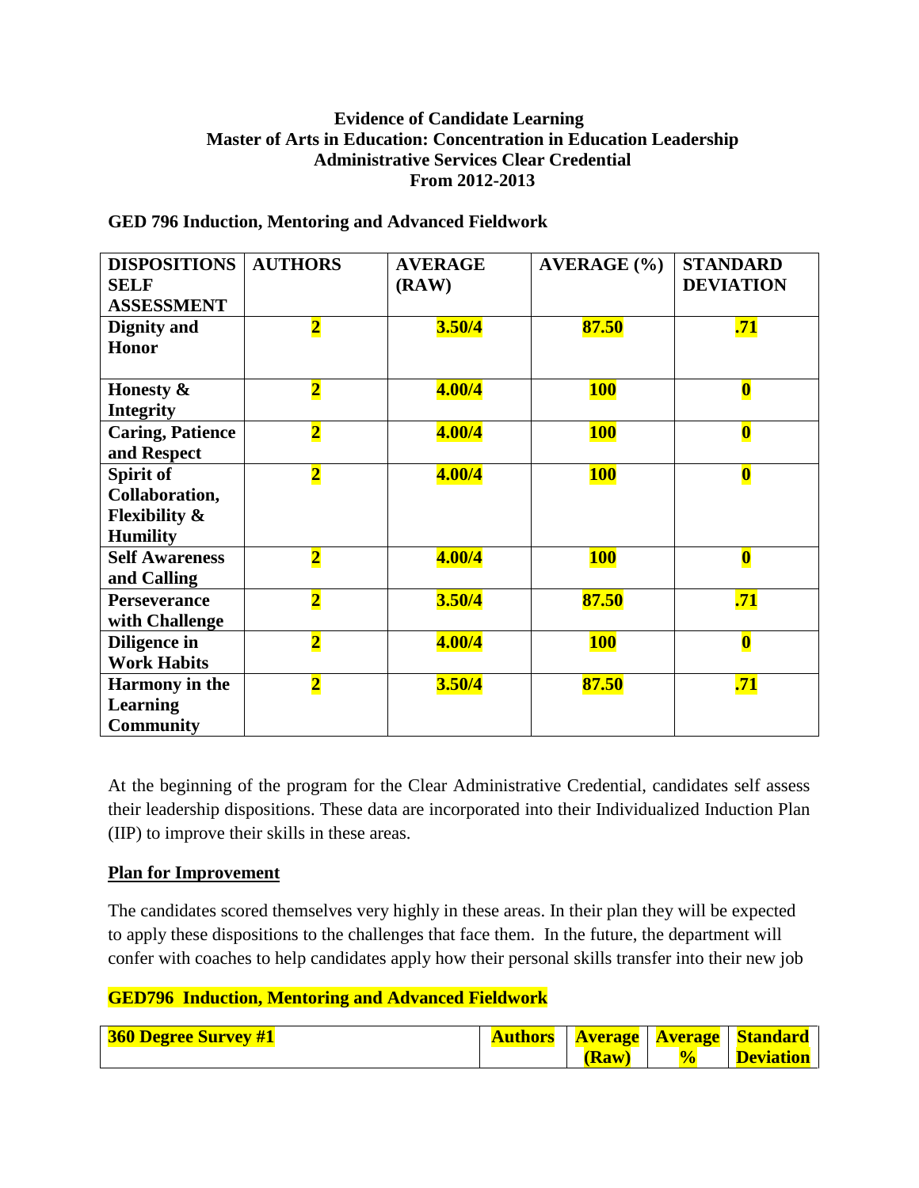**Evidence of Candidate Learning**
**Master of Arts in Education: Concentration in Education Leadership**
**Administrative Services Clear Credential**
**From 2012-2013**

**GED 796 Induction, Mentoring and Advanced Fieldwork**

| DISPOSITIONS SELF ASSESSMENT | AUTHORS | AVERAGE (RAW) | AVERAGE (%) | STANDARD DEVIATION |
|---|---|---|---|---|
| Dignity and Honor | 2 | 3.50/4 | 87.50 | .71 |
| Honesty & Integrity | 2 | 4.00/4 | 100 | 0 |
| Caring, Patience and Respect | 2 | 4.00/4 | 100 | 0 |
| Spirit of Collaboration, Flexibility & Humility | 2 | 4.00/4 | 100 | 0 |
| Self Awareness and Calling | 2 | 4.00/4 | 100 | 0 |
| Perseverance with Challenge | 2 | 3.50/4 | 87.50 | .71 |
| Diligence in Work Habits | 2 | 4.00/4 | 100 | 0 |
| Harmony in the Learning Community | 2 | 3.50/4 | 87.50 | .71 |

At the beginning of the program for the Clear Administrative Credential, candidates self assess their leadership dispositions. These data are incorporated into their Individualized Induction Plan (IIP) to improve their skills in these areas.

**Plan for Improvement**

The candidates scored themselves very highly in these areas. In their plan they will be expected to apply these dispositions to the challenges that face them. In the future, the department will confer with coaches to help candidates apply how their personal skills transfer into their new job

**GED796 Induction, Mentoring and Advanced Fieldwork**

| 360 Degree Survey #1 | Authors | Average (Raw) | Average % | Standard Deviation |
|---|---|---|---|---|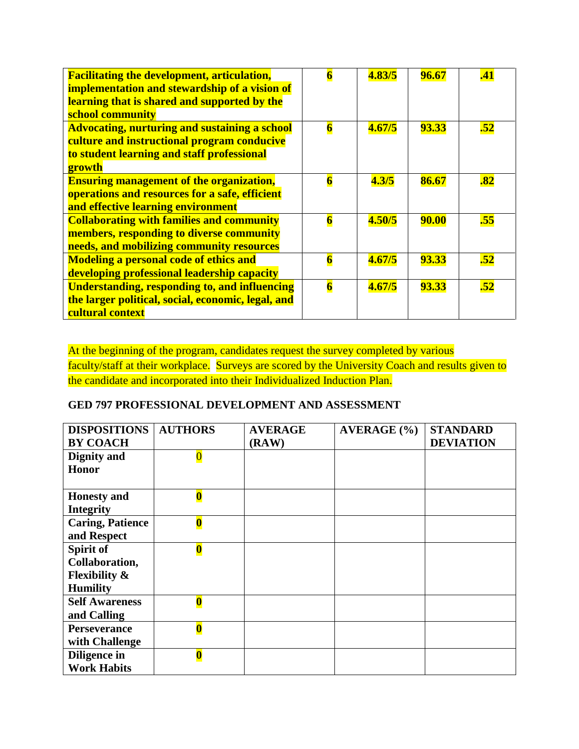| | | | | |
|---|---|---|---|---|
| **Facilitating the development, articulation, implementation and stewardship of a vision of learning that is shared and supported by the school community** | **6** | **4.83/5** | **96.67** | **.41** |
| **Advocating, nurturing and sustaining a school culture and instructional program conducive to student learning and staff professional growth** | **6** | **4.67/5** | **93.33** | **.52** |
| **Ensuring management of the organization, operations and resources for a safe, efficient and effective learning environment** | **6** | **4.3/5** | **86.67** | **.82** |
| **Collaborating with families and community members, responding to diverse community needs, and mobilizing community resources** | **6** | **4.50/5** | **90.00** | **.55** |
| **Modeling a personal code of ethics and developing professional leadership capacity** | **6** | **4.67/5** | **93.33** | **.52** |
| **Understanding, responding to, and influencing the larger political, social, economic, legal, and cultural context** | **6** | **4.67/5** | **93.33** | **.52** |

At the beginning of the program, candidates request the survey completed by various faculty/staff at their workplace. Surveys are scored by the University Coach and results given to the candidate and incorporated into their Individualized Induction Plan.

**GED 797 PROFESSIONAL DEVELOPMENT AND ASSESSMENT**

| DISPOSITIONS BY COACH | AUTHORS | AVERAGE (RAW) | AVERAGE (%) | STANDARD DEVIATION |
|---|---|---|---|---|
| **Dignity and Honor** | 0 | | | |
| **Honesty and Integrity** | **0** | | | |
| **Caring, Patience and Respect** | **0** | | | |
| **Spirit of Collaboration, Flexibility & Humility** | **0** | | | |
| **Self Awareness and Calling** | **0** | | | |
| **Perseverance with Challenge** | **0** | | | |
| **Diligence in Work Habits** | **0** | | | |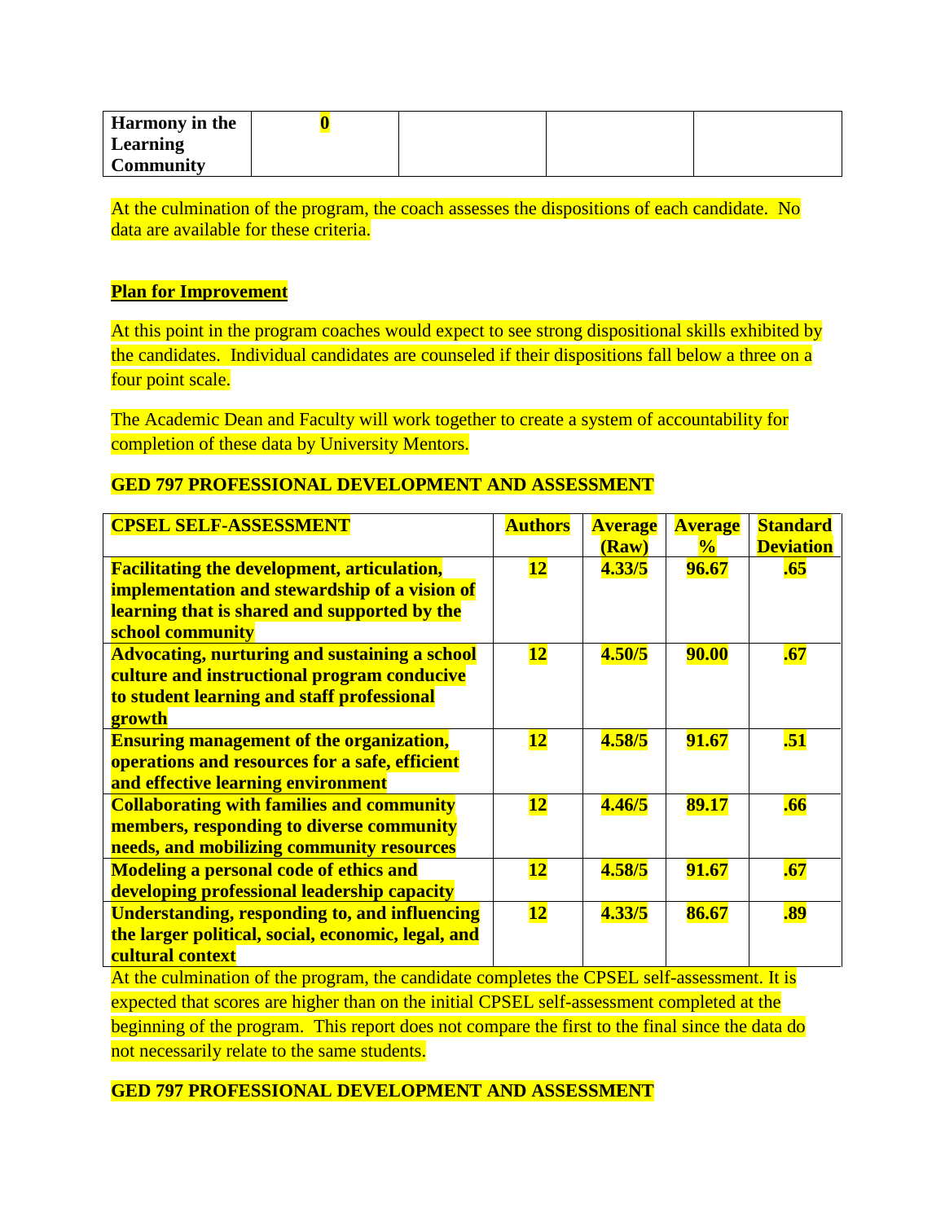| **Harmony in the Learning Community** | **0** | | | |
|---|---|---|---|---|

At the culmination of the program, the coach assesses the dispositions of each candidate. No data are available for these criteria.

**Plan for Improvement**

At this point in the program coaches would expect to see strong dispositional skills exhibited by the candidates. Individual candidates are counseled if their dispositions fall below a three on a four point scale.

The Academic Dean and Faculty will work together to create a system of accountability for completion of these data by University Mentors.

**GED 797 PROFESSIONAL DEVELOPMENT AND ASSESSMENT**

| **CPSEL SELF-ASSESSMENT** | **Authors** | **Average (Raw)** | **Average %** | **Standard Deviation** |
|---|---|---|---|---|
| **Facilitating the development, articulation, implementation and stewardship of a vision of learning that is shared and supported by the school community** | **12** | **4.33/5** | **96.67** | **.65** |
| **Advocating, nurturing and sustaining a school culture and instructional program conducive to student learning and staff professional growth** | **12** | **4.50/5** | **90.00** | **.67** |
| **Ensuring management of the organization, operations and resources for a safe, efficient and effective learning environment** | **12** | **4.58/5** | **91.67** | **.51** |
| **Collaborating with families and community members, responding to diverse community needs, and mobilizing community resources** | **12** | **4.46/5** | **89.17** | **.66** |
| **Modeling a personal code of ethics and developing professional leadership capacity** | **12** | **4.58/5** | **91.67** | **.67** |
| **Understanding, responding to, and influencing the larger political, social, economic, legal, and cultural context** | **12** | **4.33/5** | **86.67** | **.89** |

At the culmination of the program, the candidate completes the CPSEL self-assessment. It is expected that scores are higher than on the initial CPSEL self-assessment completed at the beginning of the program. This report does not compare the first to the final since the data do not necessarily relate to the same students.

**GED 797 PROFESSIONAL DEVELOPMENT AND ASSESSMENT**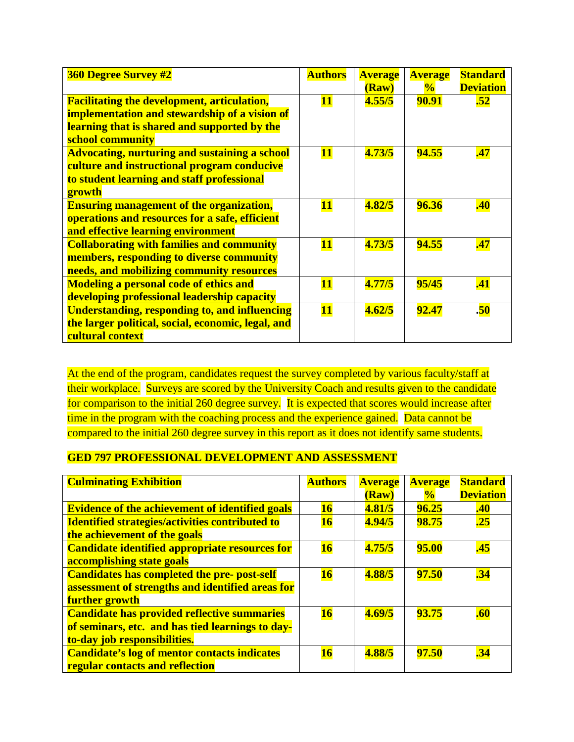| 360 Degree Survey #2 | Authors | Average (Raw) | Average % | Standard Deviation |
|---|---|---|---|---|
| Facilitating the development, articulation, implementation and stewardship of a vision of learning that is shared and supported by the school community | 11 | 4.55/5 | 90.91 | .52 |
| Advocating, nurturing and sustaining a school culture and instructional program conducive to student learning and staff professional growth | 11 | 4.73/5 | 94.55 | .47 |
| Ensuring management of the organization, operations and resources for a safe, efficient and effective learning environment | 11 | 4.82/5 | 96.36 | .40 |
| Collaborating with families and community members, responding to diverse community needs, and mobilizing community resources | 11 | 4.73/5 | 94.55 | .47 |
| Modeling a personal code of ethics and developing professional leadership capacity | 11 | 4.77/5 | 95/45 | .41 |
| Understanding, responding to, and influencing the larger political, social, economic, legal, and cultural context | 11 | 4.62/5 | 92.47 | .50 |

At the end of the program, candidates request the survey completed by various faculty/staff at their workplace. Surveys are scored by the University Coach and results given to the candidate for comparison to the initial 260 degree survey. It is expected that scores would increase after time in the program with the coaching process and the experience gained. Data cannot be compared to the initial 260 degree survey in this report as it does not identify same students.

**GED 797 PROFESSIONAL DEVELOPMENT AND ASSESSMENT**

| Culminating Exhibition | Authors | Average (Raw) | Average % | Standard Deviation |
|---|---|---|---|---|
| Evidence of the achievement of identified goals | 16 | 4.81/5 | 96.25 | .40 |
| Identified strategies/activities contributed to the achievement of the goals | 16 | 4.94/5 | 98.75 | .25 |
| Candidate identified appropriate resources for accomplishing state goals | 16 | 4.75/5 | 95.00 | .45 |
| Candidates has completed the pre- post-self assessment of strengths and identified areas for further growth | 16 | 4.88/5 | 97.50 | .34 |
| Candidate has provided reflective summaries of seminars, etc. and has tied learnings to day-to-day job responsibilities. | 16 | 4.69/5 | 93.75 | .60 |
| Candidate's log of mentor contacts indicates regular contacts and reflection | 16 | 4.88/5 | 97.50 | .34 |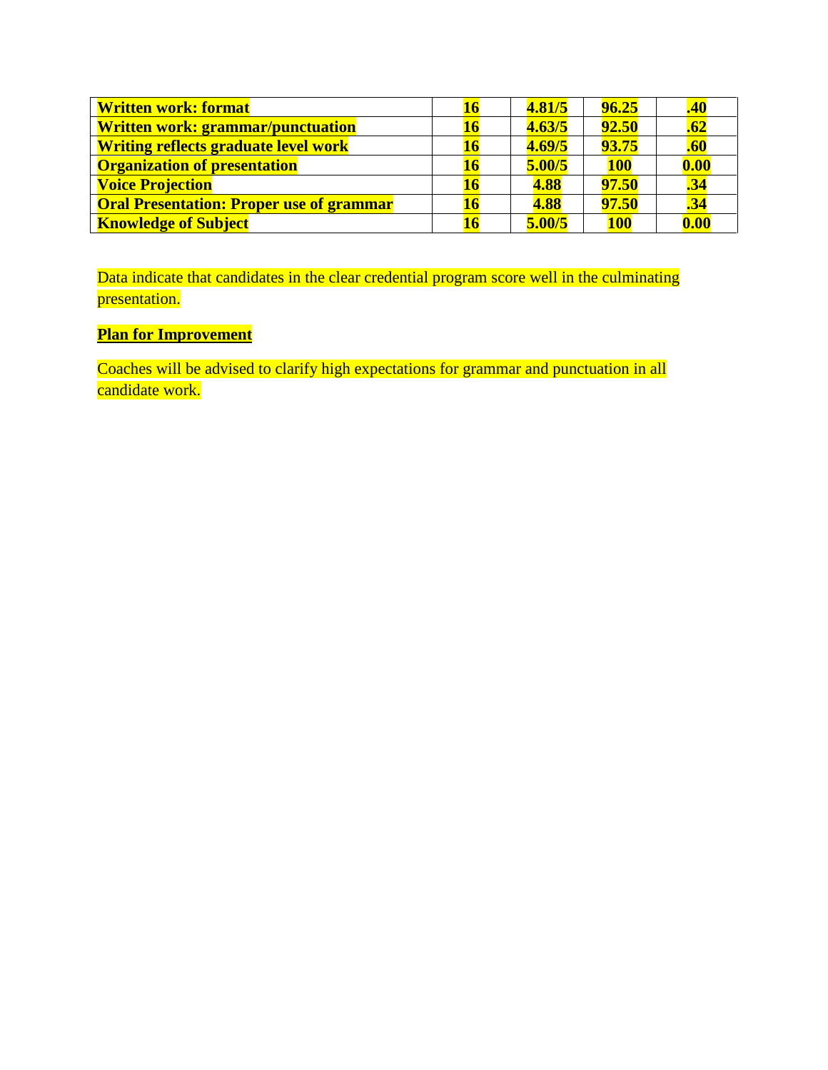| | | | | |
|---|---|---|---|---|
| **Written work: format** | **16** | **4.81/5** | **96.25** | **.40** |
| **Written work: grammar/punctuation** | **16** | **4.63/5** | **92.50** | **.62** |
| **Writing reflects graduate level work** | **16** | **4.69/5** | **93.75** | **.60** |
| **Organization of presentation** | **16** | **5.00/5** | **100** | **0.00** |
| **Voice Projection** | **16** | **4.88** | **97.50** | **.34** |
| **Oral Presentation: Proper use of grammar** | **16** | **4.88** | **97.50** | **.34** |
| **Knowledge of Subject** | **16** | **5.00/5** | **100** | **0.00** |

Data indicate that candidates in the clear credential program score well in the culminating presentation.

**Plan for Improvement**

Coaches will be advised to clarify high expectations for grammar and punctuation in all candidate work.